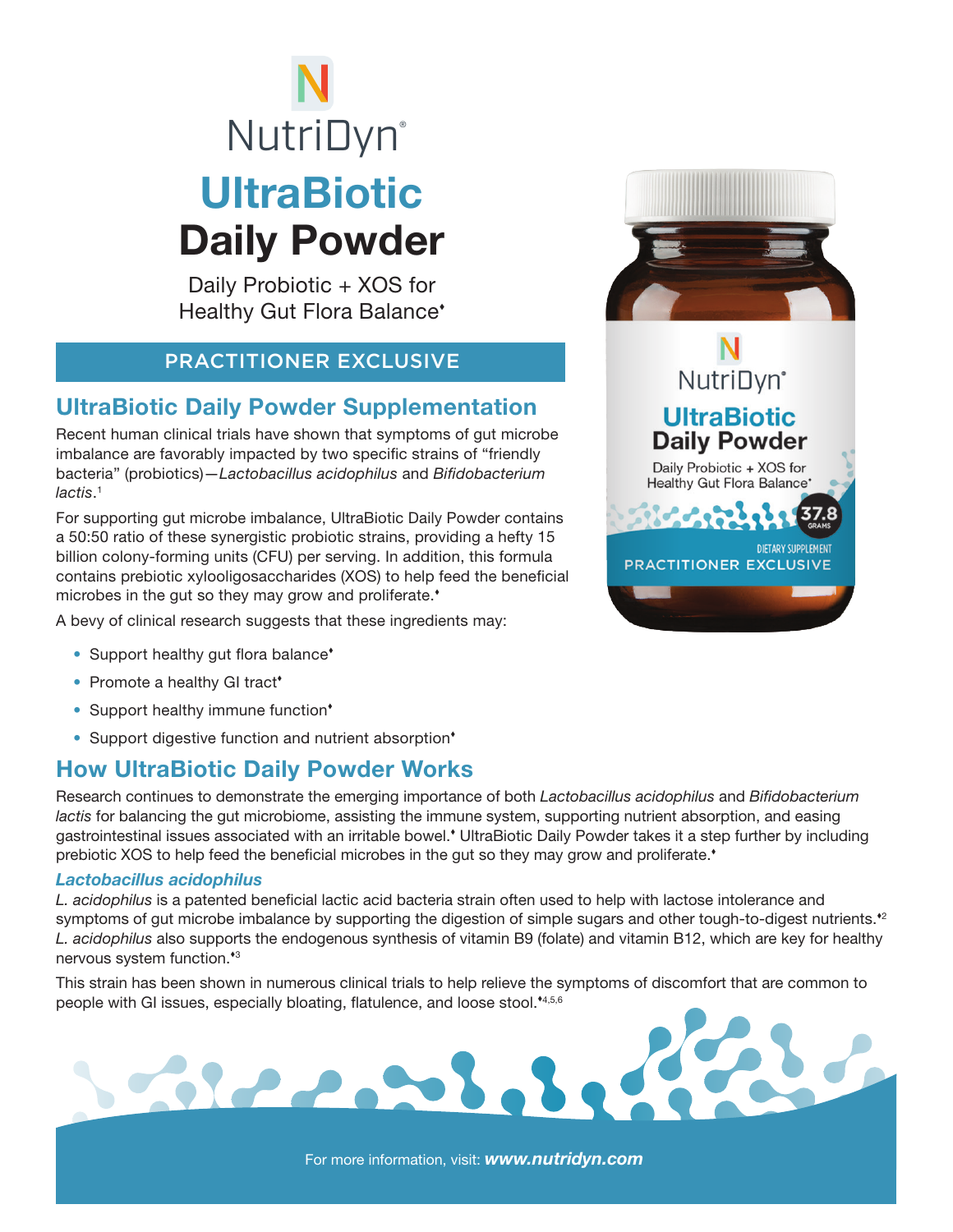NutriDyn®

# UltraBiotic Daily Powder

Daily Probiotic + XOS for Healthy Gut Flora Balance♦

PRACTITIONER EXCLUSIVE

## UltraBiotic Daily Powder Supplementation

Recent human clinical trials have shown that symptoms of gut microbe imbalance are favorably impacted by two specific strains of "friendly bacteria" (probiotics)—*Lactobacillus acidophilus* and *Bifidobacterium lactis*.[1]

For supporting gut microbe imbalance, UltraBiotic Daily Powder contains a 50:50 ratio of these synergistic probiotic strains, providing a hefty 15 billion colony-forming units (CFU) per serving. In addition, this formula contains prebiotic xylooligosaccharides (XOS) to help feed the beneficial microbes in the gut so they may grow and proliferate.♦

A bevy of clinical research suggests that these ingredients may:

- Support healthy gut flora balance♦
- Promote a healthy GI tract♦
- Support healthy immune function♦
- Support digestive function and nutrient absorption♦

## How UltraBiotic Daily Powder Works

Research continues to demonstrate the emerging importance of both *Lactobacillus acidophilus* and *Bifidobacterium lactis* for balancing the gut microbiome, assisting the immune system, supporting nutrient absorption, and easing gastrointestinal issues associated with an irritable bowel.♦ UltraBiotic Daily Powder takes it a step further by including prebiotic XOS to help feed the beneficial microbes in the gut so they may grow and proliferate.♦

### *Lactobacillus acidophilus*

*L. acidophilus* is a patented beneficial lactic acid bacteria strain often used to help with lactose intolerance and symptoms of gut microbe imbalance by supporting the digestion of simple sugars and other tough-to-digest nutrients.♦[2] *L. acidophilus* also supports the endogenous synthesis of vitamin B9 (folate) and vitamin B12, which are key for healthy nervous system function.♦[3]

This strain has been shown in numerous clinical trials to help relieve the symptoms of discomfort that are common to people with GI issues, especially bloating, flatulence, and loose stool.♦[4,5,6]

For more information, visit: ***www.nutridyn.com***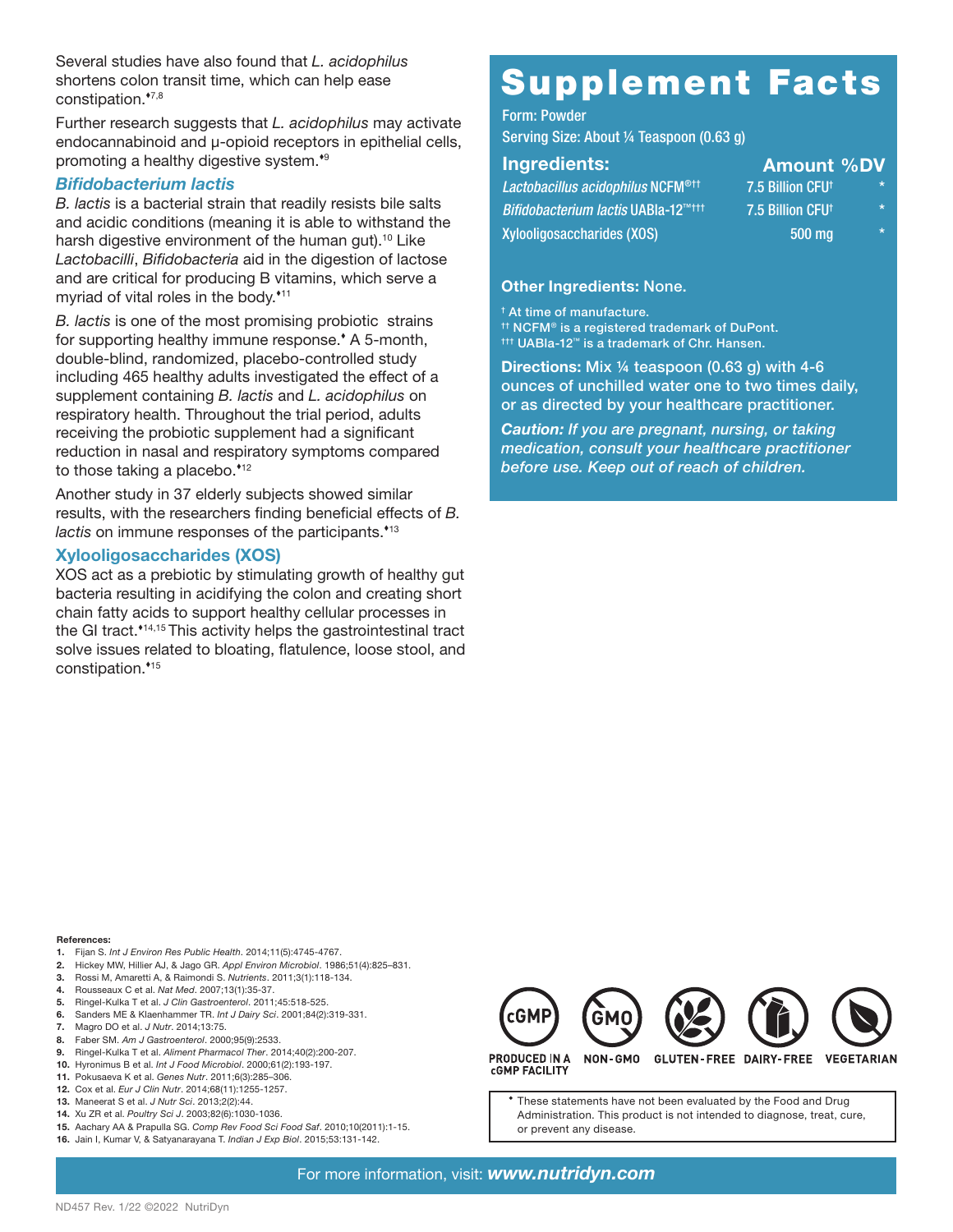Several studies have also found that *L. acidophilus* shortens colon transit time, which can help ease constipation.♦[7,8]

Further research suggests that *L. acidophilus* may activate endocannabinoid and μ-opioid receptors in epithelial cells, promoting a healthy digestive system.♦[9]

### *Bifidobacterium lactis*

*B. lactis* is a bacterial strain that readily resists bile salts and acidic conditions (meaning it is able to withstand the harsh digestive environment of the human gut).[10] Like *Lactobacilli*, *Bifidobacteria* aid in the digestion of lactose and are critical for producing B vitamins, which serve a myriad of vital roles in the body.♦[11]

*B. lactis* is one of the most promising probiotic strains for supporting healthy immune response.♦ A 5-month, double-blind, randomized, placebo-controlled study including 465 healthy adults investigated the effect of a supplement containing *B. lactis* and *L. acidophilus* on respiratory health. Throughout the trial period, adults receiving the probiotic supplement had a significant reduction in nasal and respiratory symptoms compared to those taking a placebo.♦[12]

Another study in 37 elderly subjects showed similar results, with the researchers finding beneficial effects of *B. lactis* on immune responses of the participants.♦[13]

### Xylooligosaccharides (XOS)

XOS act as a prebiotic by stimulating growth of healthy gut bacteria resulting in acidifying the colon and creating short chain fatty acids to support healthy cellular processes in the GI tract.♦[14,15] This activity helps the gastrointestinal tract solve issues related to bloating, flatulence, loose stool, and constipation.♦[15]

## Supplement Facts

Form: Powder

Serving Size: About ¼ Teaspoon (0.63 g)

| Ingredients: | Amount | %DV |
|---|---|---|
| *Lactobacillus acidophilus* NCFM®†† | 7.5 Billion CFU† | * |
| *Bifidobacterium lactis* UABla-12™††† | 7.5 Billion CFU† | * |
| Xylooligosaccharides (XOS) | 500 mg | * |

**Other Ingredients:** None.

† At time of manufacture.
†† NCFM® is a registered trademark of DuPont.
††† UABla-12™ is a trademark of Chr. Hansen.

**Directions:** Mix ¼ teaspoon (0.63 g) with 4-6 ounces of unchilled water one to two times daily, or as directed by your healthcare practitioner.

***Caution:*** *If you are pregnant, nursing, or taking medication, consult your healthcare practitioner before use. Keep out of reach of children.*

**References:**

1. Fijan S. *Int J Environ Res Public Health*. 2014;11(5):4745-4767.
2. Hickey MW, Hillier AJ, & Jago GR. *Appl Environ Microbiol*. 1986;51(4):825–831.
3. Rossi M, Amaretti A, & Raimondi S. *Nutrients*. 2011;3(1):118-134.
4. Rousseaux C et al. *Nat Med*. 2007;13(1):35-37.
5. Ringel-Kulka T et al. *J Clin Gastroenterol*. 2011;45:518-525.
6. Sanders ME & Klaenhammer TR. *Int J Dairy Sci*. 2001;84(2):319-331.
7. Magro DO et al. *J Nutr*. 2014;13:75.
8. Faber SM. *Am J Gastroenterol*. 2000;95(9):2533.
9. Ringel-Kulka T et al. *Aliment Pharmacol Ther*. 2014;40(2):200-207.
10. Hyronimus B et al. *Int J Food Microbiol*. 2000;61(2):193-197.
11. Pokusaeva K et al. *Genes Nutr*. 2011;6(3):285–306.
12. Cox et al. *Eur J Clin Nutr*. 2014;68(11):1255-1257.
13. Maneerat S et al. *J Nutr Sci*. 2013;2(2):44.
14. Xu ZR et al. *Poultry Sci J*. 2003;82(6):1030-1036.
15. Aachary AA & Prapulla SG. *Comp Rev Food Sci Food Saf*. 2010;10(2011):1-15.
16. Jain I, Kumar V, & Satyanarayana T. *Indian J Exp Biol*. 2015;53:131-142.

PRODUCED IN A cGMP FACILITY | NON-GMO | GLUTEN-FREE | DAIRY-FREE | VEGETARIAN

♦ These statements have not been evaluated by the Food and Drug Administration. This product is not intended to diagnose, treat, cure, or prevent any disease.

For more information, visit: ***www.nutridyn.com***

ND457 Rev. 1/22 ©2022 NutriDyn